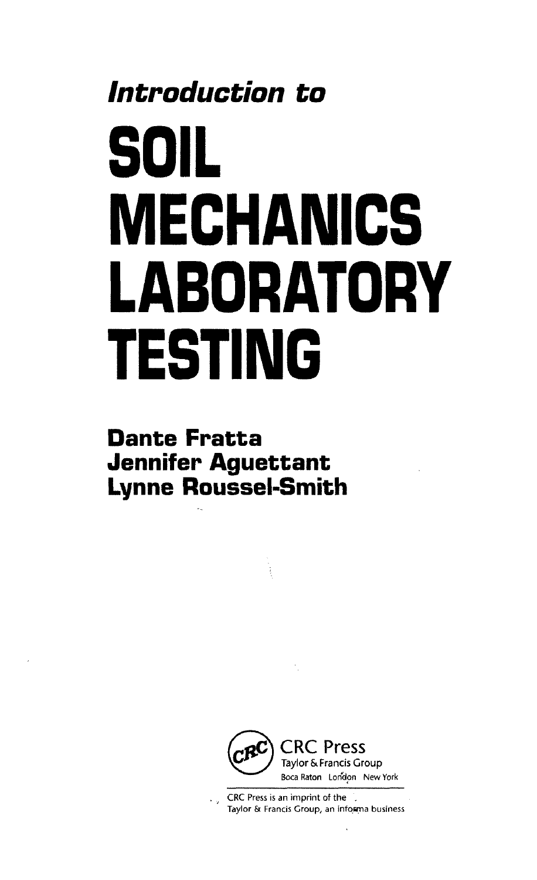*Introduction to*

# SOIL MECHANICS LABORATORY TESTING

**Dante Fratta**
**Jennifer Aguettant**
**Lynne Roussel-Smith**

CRC Press
Taylor & Francis Group
Boca Raton London New York

CRC Press is an imprint of the
Taylor & Francis Group, an informa business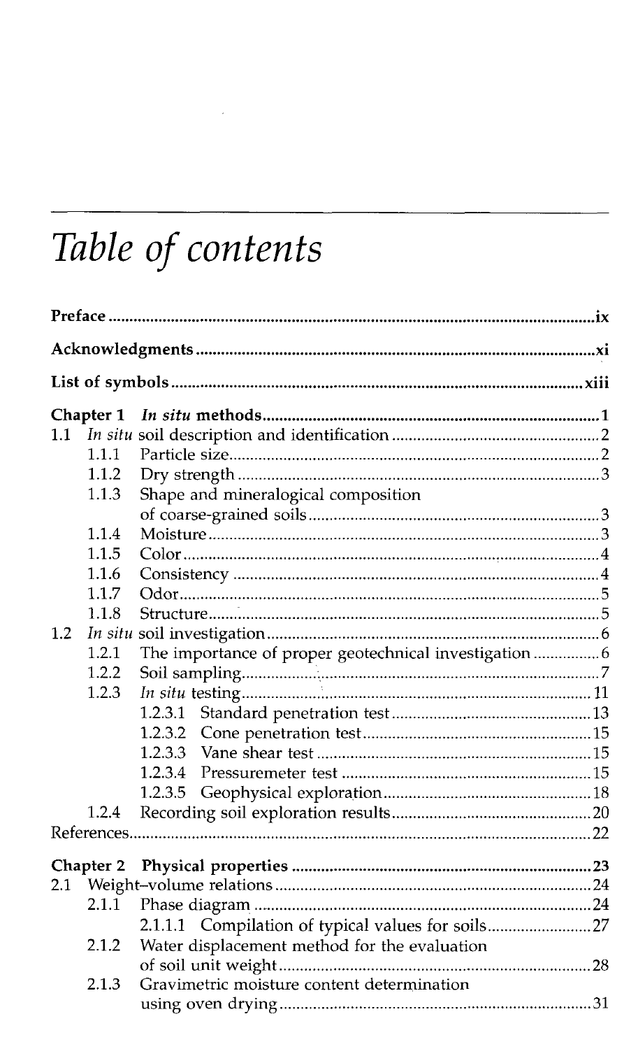# *Table of contents*

**Preface** ........................................................................................................... **ix**

**Acknowledgments** ........................................................................................ **xi**

**List of symbols** ........................................................................................... **xiii**

**Chapter 1 *In situ* methods** ............................................................................ **1**

1.1 *In situ* soil description and identification ............................................. 2
- 1.1.1 Particle size ..................................................................................... 2
- 1.1.2 Dry strength .................................................................................... 3
- 1.1.3 Shape and mineralogical composition of coarse-grained soils ....................................................................... 3
- 1.1.4 Moisture ........................................................................................... 3
- 1.1.5 Color ................................................................................................ 4
- 1.1.6 Consistency ..................................................................................... 4
- 1.1.7 Odor ................................................................................................. 5
- 1.1.8 Structure ........................................................................................... 5

1.2 *In situ* soil investigation ......................................................................... 6
- 1.2.1 The importance of proper geotechnical investigation ............... 6
- 1.2.2 Soil sampling ................................................................................... 7
- 1.2.3 *In situ* testing ................................................................................. 11
  - 1.2.3.1 Standard penetration test ................................................ 13
  - 1.2.3.2 Cone penetration test ...................................................... 15
  - 1.2.3.3 Vane shear test ................................................................ 15
  - 1.2.3.4 Pressuremeter test ........................................................... 15
  - 1.2.3.5 Geophysical exploration ................................................. 18
- 1.2.4 Recording soil exploration results ............................................... 20

References ................................................................................................... 22

**Chapter 2 Physical properties** .................................................................... **23**

2.1 Weight–volume relations ........................................................................ 24
- 2.1.1 Phase diagram ................................................................................ 24
  - 2.1.1.1 Compilation of typical values for soils .......................... 27
- 2.1.2 Water displacement method for the evaluation of soil unit weight ......................................................................... 28
- 2.1.3 Gravimetric moisture content determination using oven drying .......................................................................... 31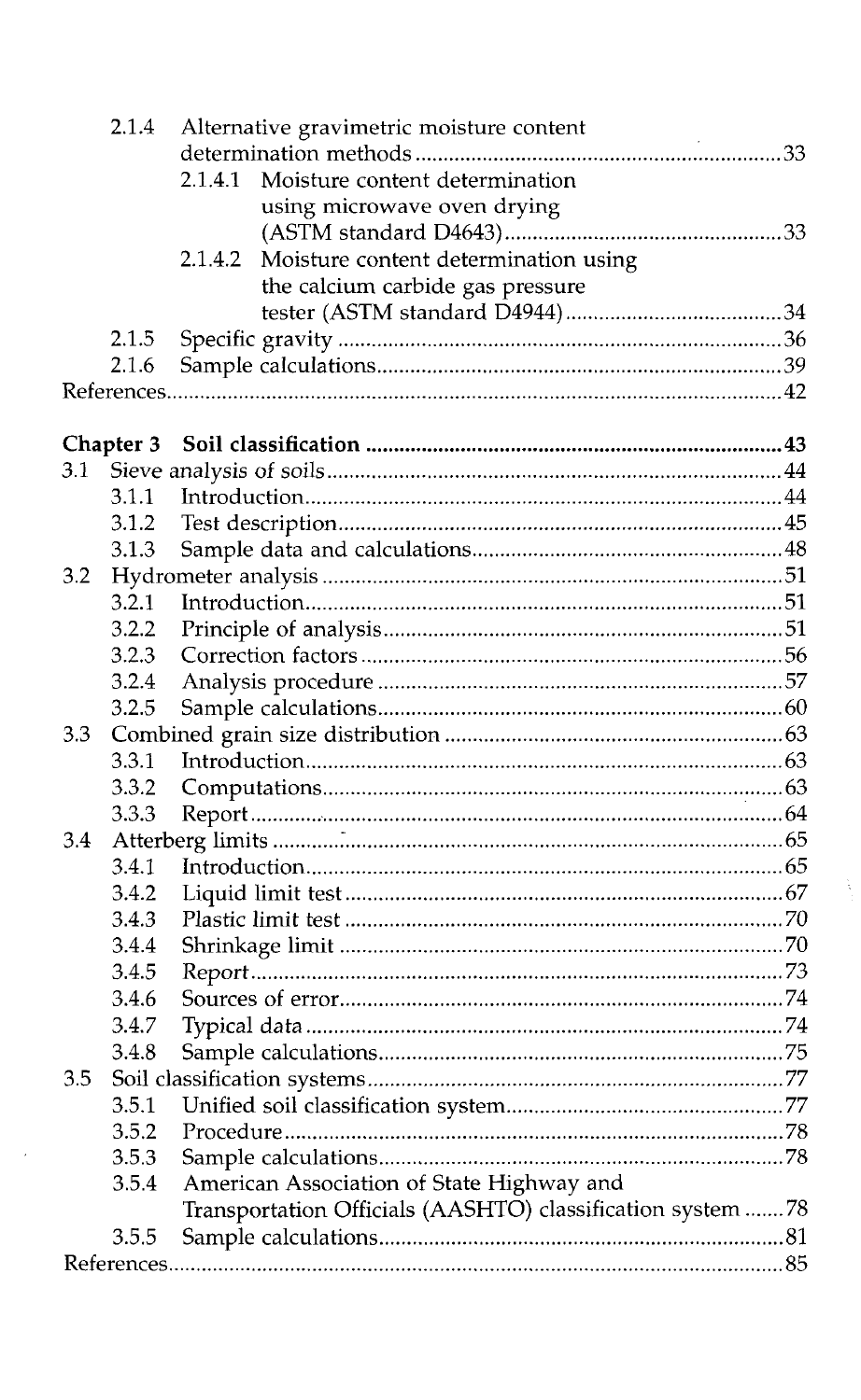2.1.4 Alternative gravimetric moisture content determination methods ..... 33
    2.1.4.1 Moisture content determination using microwave oven drying (ASTM standard D4643) ..... 33
    2.1.4.2 Moisture content determination using the calcium carbide gas pressure tester (ASTM standard D4944) ..... 34
2.1.5 Specific gravity ..... 36
2.1.6 Sample calculations ..... 39
References ..... 42

**Chapter 3 Soil classification ..... 43**

3.1 Sieve analysis of soils ..... 44
    3.1.1 Introduction ..... 44
    3.1.2 Test description ..... 45
    3.1.3 Sample data and calculations ..... 48
3.2 Hydrometer analysis ..... 51
    3.2.1 Introduction ..... 51
    3.2.2 Principle of analysis ..... 51
    3.2.3 Correction factors ..... 56
    3.2.4 Analysis procedure ..... 57
    3.2.5 Sample calculations ..... 60
3.3 Combined grain size distribution ..... 63
    3.3.1 Introduction ..... 63
    3.3.2 Computations ..... 63
    3.3.3 Report ..... 64
3.4 Atterberg limits ..... 65
    3.4.1 Introduction ..... 65
    3.4.2 Liquid limit test ..... 67
    3.4.3 Plastic limit test ..... 70
    3.4.4 Shrinkage limit ..... 70
    3.4.5 Report ..... 73
    3.4.6 Sources of error ..... 74
    3.4.7 Typical data ..... 74
    3.4.8 Sample calculations ..... 75
3.5 Soil classification systems ..... 77
    3.5.1 Unified soil classification system ..... 77
    3.5.2 Procedure ..... 78
    3.5.3 Sample calculations ..... 78
    3.5.4 American Association of State Highway and Transportation Officials (AASHTO) classification system ..... 78
    3.5.5 Sample calculations ..... 81
References ..... 85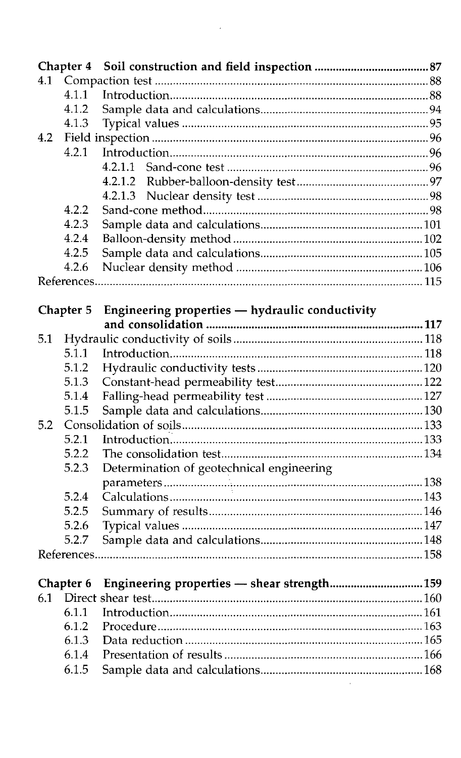**Chapter 4 Soil construction and field inspection** ..................................... 87

4.1 Compaction test ..................................... 88
  4.1.1 Introduction ..................................... 88
  4.1.2 Sample data and calculations ..................................... 94
  4.1.3 Typical values ..................................... 95

4.2 Field inspection ..................................... 96
  4.2.1 Introduction ..................................... 96
    4.2.1.1 Sand-cone test ..................................... 96
    4.2.1.2 Rubber-balloon-density test ..................................... 97
    4.2.1.3 Nuclear density test ..................................... 98
  4.2.2 Sand-cone method ..................................... 98
  4.2.3 Sample data and calculations ..................................... 101
  4.2.4 Balloon-density method ..................................... 102
  4.2.5 Sample data and calculations ..................................... 105
  4.2.6 Nuclear density method ..................................... 106

References ..................................... 115

**Chapter 5 Engineering properties — hydraulic conductivity and consolidation** ..................................... 117

5.1 Hydraulic conductivity of soils ..................................... 118
  5.1.1 Introduction ..................................... 118
  5.1.2 Hydraulic conductivity tests ..................................... 120
  5.1.3 Constant-head permeability test ..................................... 122
  5.1.4 Falling-head permeability test ..................................... 127
  5.1.5 Sample data and calculations ..................................... 130

5.2 Consolidation of soils ..................................... 133
  5.2.1 Introduction ..................................... 133
  5.2.2 The consolidation test ..................................... 134
  5.2.3 Determination of geotechnical engineering parameters ..................................... 138
  5.2.4 Calculations ..................................... 143
  5.2.5 Summary of results ..................................... 146
  5.2.6 Typical values ..................................... 147
  5.2.7 Sample data and calculations ..................................... 148

References ..................................... 158

**Chapter 6 Engineering properties — shear strength** ..................................... 159

6.1 Direct shear test ..................................... 160
  6.1.1 Introduction ..................................... 161
  6.1.2 Procedure ..................................... 163
  6.1.3 Data reduction ..................................... 165
  6.1.4 Presentation of results ..................................... 166
  6.1.5 Sample data and calculations ..................................... 168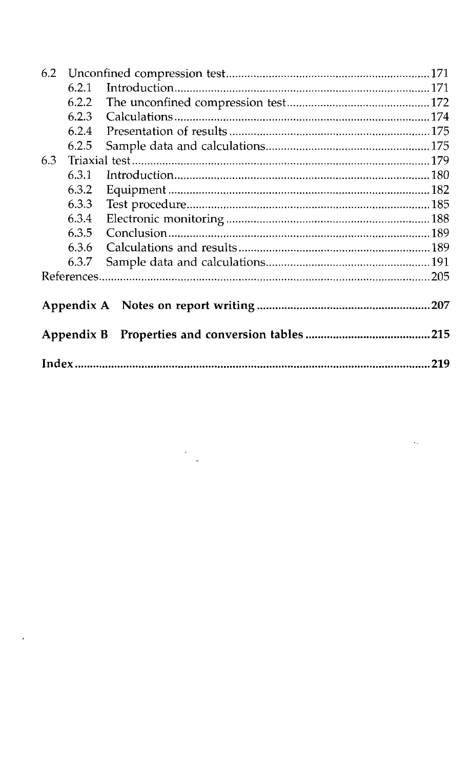6.2 Unconfined compression test ........ 171
- 6.2.1 Introduction ........ 171
- 6.2.2 The unconfined compression test ........ 172
- 6.2.3 Calculations ........ 174
- 6.2.4 Presentation of results ........ 175
- 6.2.5 Sample data and calculations ........ 175

6.3 Triaxial test ........ 179
- 6.3.1 Introduction ........ 180
- 6.3.2 Equipment ........ 182
- 6.3.3 Test procedure ........ 185
- 6.3.4 Electronic monitoring ........ 188
- 6.3.5 Conclusion ........ 189
- 6.3.6 Calculations and results ........ 189
- 6.3.7 Sample data and calculations ........ 191

References ........ 205

**Appendix A Notes on report writing ........ 207**

**Appendix B Properties and conversion tables ........ 215**

**Index ........ 219**